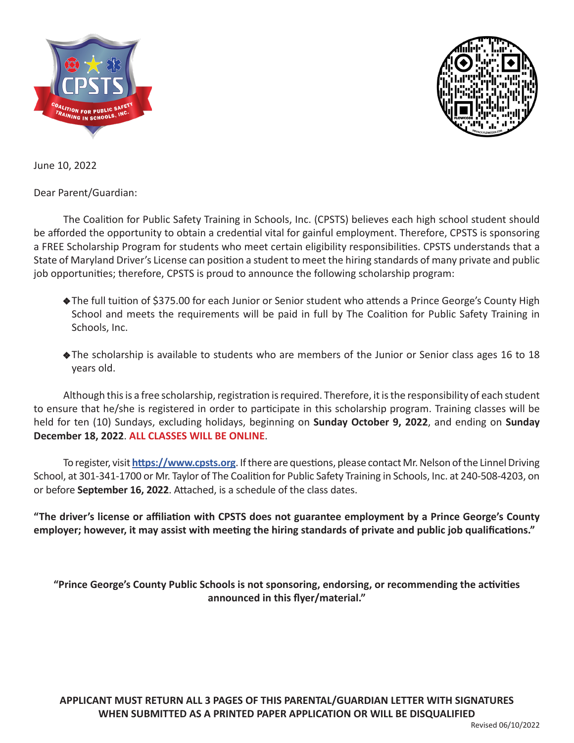June 10, 2022

Dear Parent/Guardian:

The Coalition for Public Safety Training in Schools, Inc. (CPSTS) believes each high school student should be afforded the opportunity to obtain a credential vital for gainful employment. Therefore, CPSTS is sponsoring a FREE Scholarship Program for students who meet certain eligibility responsibilities. CPSTS understands that a State of Maryland Driver's License can position a student to meet the hiring standards of many private and public job opportunities; therefore, CPSTS is proud to announce the following scholarship program:

- The full tuition of $375.00 for each Junior or Senior student who attends a Prince George's County High School and meets the requirements will be paid in full by The Coalition for Public Safety Training in Schools, Inc.

- The scholarship is available to students who are members of the Junior or Senior class ages 16 to 18 years old.

Although this is a free scholarship, registration is required. Therefore, it is the responsibility of each student to ensure that he/she is registered in order to participate in this scholarship program. Training classes will be held for ten (10) Sundays, excluding holidays, beginning on **Sunday October 9, 2022**, and ending on **Sunday December 18, 2022**. **ALL CLASSES WILL BE ONLINE**.

To register, visit **https://www.cpsts.org**. If there are questions, please contact Mr. Nelson of the Linnel Driving School, at 301-341-1700 or Mr. Taylor of The Coalition for Public Safety Training in Schools, Inc. at 240-508-4203, on or before **September 16, 2022**. Attached, is a schedule of the class dates.

**"The driver's license or affiliation with CPSTS does not guarantee employment by a Prince George's County employer; however, it may assist with meeting the hiring standards of private and public job qualifications."**

**"Prince George's County Public Schools is not sponsoring, endorsing, or recommending the activities announced in this flyer/material."**

**APPLICANT MUST RETURN ALL 3 PAGES OF THIS PARENTAL/GUARDIAN LETTER WITH SIGNATURES WHEN SUBMITTED AS A PRINTED PAPER APPLICATION OR WILL BE DISQUALIFIED**

Revised 06/10/2022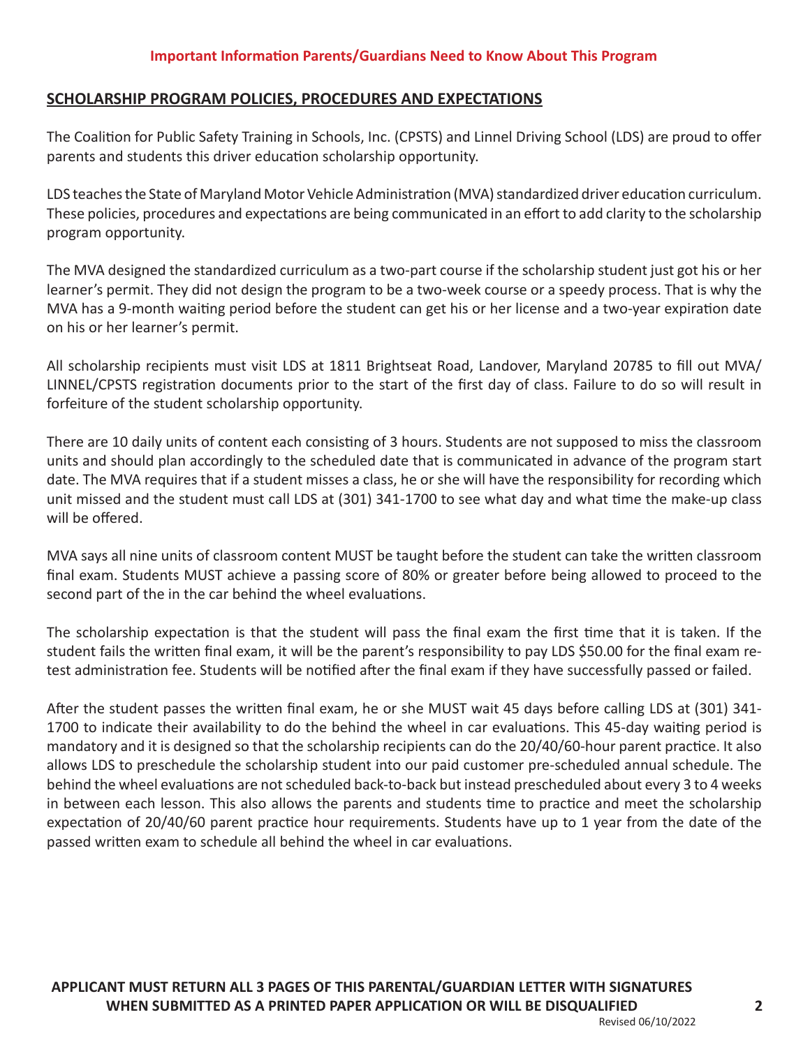**Important Information Parents/Guardians Need to Know About This Program**

## SCHOLARSHIP PROGRAM POLICIES, PROCEDURES AND EXPECTATIONS

The Coalition for Public Safety Training in Schools, Inc. (CPSTS) and Linnel Driving School (LDS) are proud to offer parents and students this driver education scholarship opportunity.

LDS teaches the State of Maryland Motor Vehicle Administration (MVA) standardized driver education curriculum. These policies, procedures and expectations are being communicated in an effort to add clarity to the scholarship program opportunity.

The MVA designed the standardized curriculum as a two-part course if the scholarship student just got his or her learner's permit. They did not design the program to be a two-week course or a speedy process. That is why the MVA has a 9-month waiting period before the student can get his or her license and a two-year expiration date on his or her learner's permit.

All scholarship recipients must visit LDS at 1811 Brightseat Road, Landover, Maryland 20785 to fill out MVA/LINNEL/CPSTS registration documents prior to the start of the first day of class. Failure to do so will result in forfeiture of the student scholarship opportunity.

There are 10 daily units of content each consisting of 3 hours. Students are not supposed to miss the classroom units and should plan accordingly to the scheduled date that is communicated in advance of the program start date. The MVA requires that if a student misses a class, he or she will have the responsibility for recording which unit missed and the student must call LDS at (301) 341-1700 to see what day and what time the make-up class will be offered.

MVA says all nine units of classroom content MUST be taught before the student can take the written classroom final exam. Students MUST achieve a passing score of 80% or greater before being allowed to proceed to the second part of the in the car behind the wheel evaluations.

The scholarship expectation is that the student will pass the final exam the first time that it is taken. If the student fails the written final exam, it will be the parent's responsibility to pay LDS $50.00 for the final exam re-test administration fee. Students will be notified after the final exam if they have successfully passed or failed.

After the student passes the written final exam, he or she MUST wait 45 days before calling LDS at (301) 341-1700 to indicate their availability to do the behind the wheel in car evaluations. This 45-day waiting period is mandatory and it is designed so that the scholarship recipients can do the 20/40/60-hour parent practice. It also allows LDS to preschedule the scholarship student into our paid customer pre-scheduled annual schedule. The behind the wheel evaluations are not scheduled back-to-back but instead prescheduled about every 3 to 4 weeks in between each lesson. This also allows the parents and students time to practice and meet the scholarship expectation of 20/40/60 parent practice hour requirements. Students have up to 1 year from the date of the passed written exam to schedule all behind the wheel in car evaluations.

**APPLICANT MUST RETURN ALL 3 PAGES OF THIS PARENTAL/GUARDIAN LETTER WITH SIGNATURES WHEN SUBMITTED AS A PRINTED PAPER APPLICATION OR WILL BE DISQUALIFIED**

Revised 06/10/2022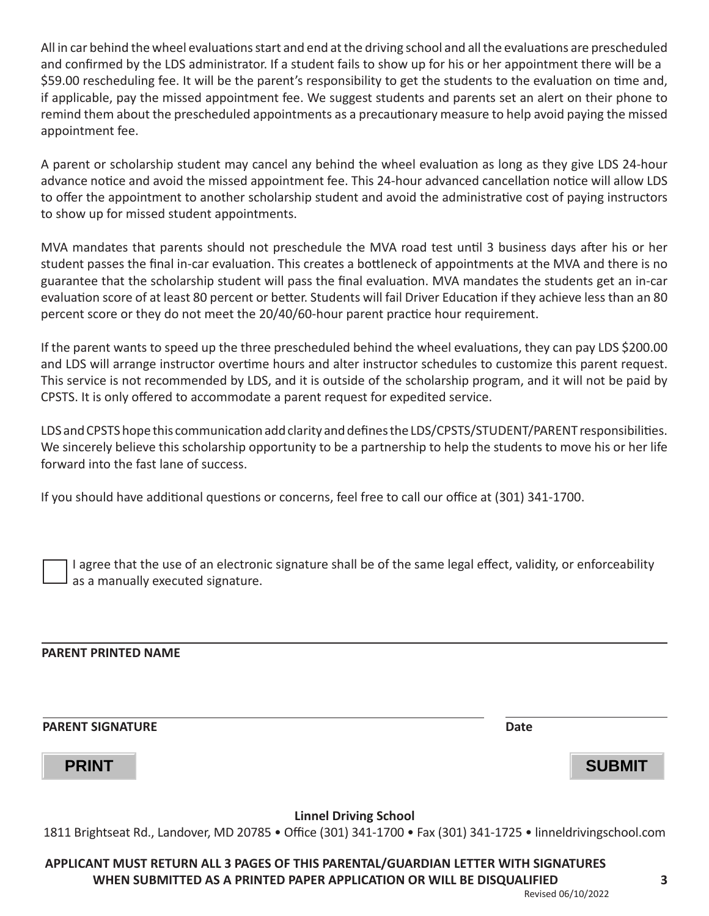All in car behind the wheel evaluations start and end at the driving school and all the evaluations are prescheduled and confirmed by the LDS administrator. If a student fails to show up for his or her appointment there will be a $59.00 rescheduling fee. It will be the parent's responsibility to get the students to the evaluation on time and, if applicable, pay the missed appointment fee. We suggest students and parents set an alert on their phone to remind them about the prescheduled appointments as a precautionary measure to help avoid paying the missed appointment fee.

A parent or scholarship student may cancel any behind the wheel evaluation as long as they give LDS 24-hour advance notice and avoid the missed appointment fee. This 24-hour advanced cancellation notice will allow LDS to offer the appointment to another scholarship student and avoid the administrative cost of paying instructors to show up for missed student appointments.

MVA mandates that parents should not preschedule the MVA road test until 3 business days after his or her student passes the final in-car evaluation. This creates a bottleneck of appointments at the MVA and there is no guarantee that the scholarship student will pass the final evaluation. MVA mandates the students get an in-car evaluation score of at least 80 percent or better. Students will fail Driver Education if they achieve less than an 80 percent score or they do not meet the 20/40/60-hour parent practice hour requirement.

If the parent wants to speed up the three prescheduled behind the wheel evaluations, they can pay LDS $200.00 and LDS will arrange instructor overtime hours and alter instructor schedules to customize this parent request. This service is not recommended by LDS, and it is outside of the scholarship program, and it will not be paid by CPSTS. It is only offered to accommodate a parent request for expedited service.

LDS and CPSTS hope this communication add clarity and defines the LDS/CPSTS/STUDENT/PARENT responsibilities. We sincerely believe this scholarship opportunity to be a partnership to help the students to move his or her life forward into the fast lane of success.

If you should have additional questions or concerns, feel free to call our office at (301) 341-1700.

☐ I agree that the use of an electronic signature shall be of the same legal effect, validity, or enforceability as a manually executed signature.

______________________________

**PARENT PRINTED NAME**

______________________________ ______________

**PARENT SIGNATURE** **Date**

PRINT SUBMIT

**Linnel Driving School**

1811 Brightseat Rd., Landover, MD 20785 • Office (301) 341-1700 • Fax (301) 341-1725 • linneldrivingschool.com

**APPLICANT MUST RETURN ALL 3 PAGES OF THIS PARENTAL/GUARDIAN LETTER WITH SIGNATURES WHEN SUBMITTED AS A PRINTED PAPER APPLICATION OR WILL BE DISQUALIFIED**

Revised 06/10/2022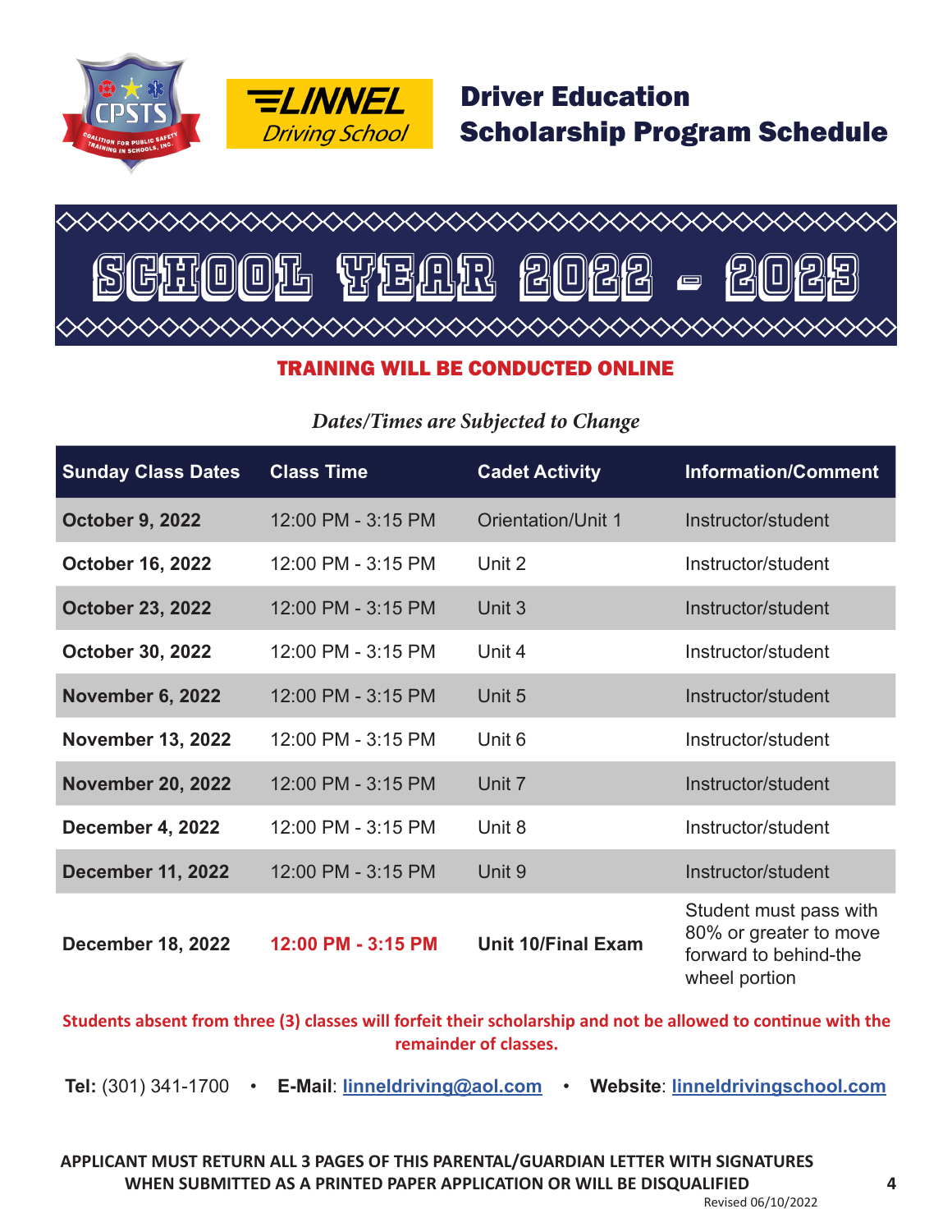# Driver Education Scholarship Program Schedule

## SCHOOL YEAR 2022 - 2023

**TRAINING WILL BE CONDUCTED ONLINE**

*Dates/Times are Subjected to Change*

| Sunday Class Dates | Class Time | Cadet Activity | Information/Comment |
|---|---|---|---|
| **October 9, 2022** | 12:00 PM - 3:15 PM | Orientation/Unit 1 | Instructor/student |
| **October 16, 2022** | 12:00 PM - 3:15 PM | Unit 2 | Instructor/student |
| **October 23, 2022** | 12:00 PM - 3:15 PM | Unit 3 | Instructor/student |
| **October 30, 2022** | 12:00 PM - 3:15 PM | Unit 4 | Instructor/student |
| **November 6, 2022** | 12:00 PM - 3:15 PM | Unit 5 | Instructor/student |
| **November 13, 2022** | 12:00 PM - 3:15 PM | Unit 6 | Instructor/student |
| **November 20, 2022** | 12:00 PM - 3:15 PM | Unit 7 | Instructor/student |
| **December 4, 2022** | 12:00 PM - 3:15 PM | Unit 8 | Instructor/student |
| **December 11, 2022** | 12:00 PM - 3:15 PM | Unit 9 | Instructor/student |
| **December 18, 2022** | **12:00 PM - 3:15 PM** | **Unit 10/Final Exam** | Student must pass with 80% or greater to move forward to behind-the wheel portion |

**Students absent from three (3) classes will forfeit their scholarship and not be allowed to continue with the remainder of classes.**

**Tel:** (301) 341-1700 • **E-Mail**: linneldriving@aol.com • **Website**: linneldrivingschool.com

**APPLICANT MUST RETURN ALL 3 PAGES OF THIS PARENTAL/GUARDIAN LETTER WITH SIGNATURES WHEN SUBMITTED AS A PRINTED PAPER APPLICATION OR WILL BE DISQUALIFIED**

Revised 06/10/2022